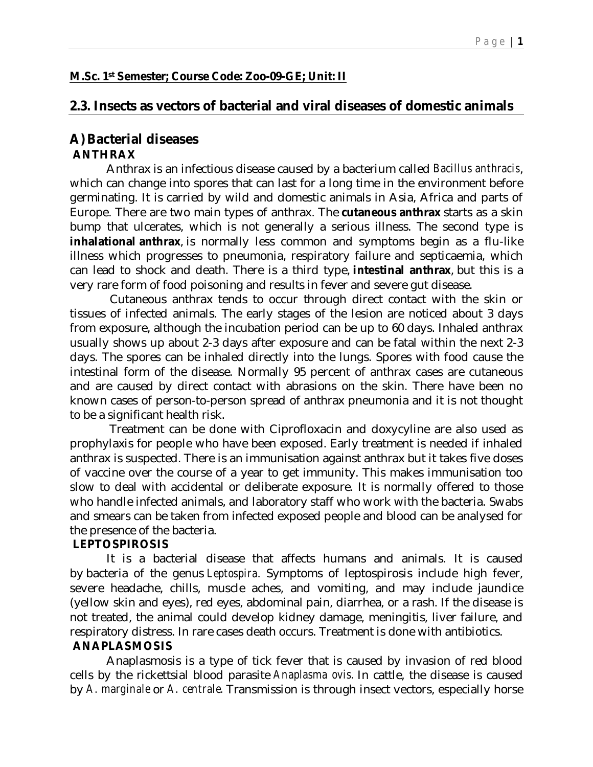**M.Sc. 1st Semester; Course Code: Zoo-09-GE; Unit: II**

## 2.3. Insects as vectors of bacterial and viral diseases of domestic animals

### A) Bacterial diseases

**ANTHRAX**

Anthrax is an infectious disease caused by a bacterium called *Bacillus anthracis*, which can change into spores that can last for a long time in the environment before germinating. It is carried by wild and domestic animals in Asia, Africa and parts of Europe. There are two main types of anthrax. The **cutaneous anthrax** starts as a skin bump that ulcerates, which is not generally a serious illness. The second type is **inhalational anthrax**, is normally less common and symptoms begin as a flu-like illness which progresses to pneumonia, respiratory failure and septicaemia, which can lead to shock and death. There is a third type, **intestinal anthrax**, but this is a very rare form of food poisoning and results in fever and severe gut disease.

Cutaneous anthrax tends to occur through direct contact with the skin or tissues of infected animals. The early stages of the lesion are noticed about 3 days from exposure, although the incubation period can be up to 60 days. Inhaled anthrax usually shows up about 2-3 days after exposure and can be fatal within the next 2-3 days. The spores can be inhaled directly into the lungs. Spores with food cause the intestinal form of the disease. Normally 95 percent of anthrax cases are cutaneous and are caused by direct contact with abrasions on the skin. There have been no known cases of person-to-person spread of anthrax pneumonia and it is not thought to be a significant health risk.

Treatment can be done with Ciprofloxacin and doxycyline are also used as prophylaxis for people who have been exposed. Early treatment is needed if inhaled anthrax is suspected. There is an immunisation against anthrax but it takes five doses of vaccine over the course of a year to get immunity. This makes immunisation too slow to deal with accidental or deliberate exposure. It is normally offered to those who handle infected animals, and laboratory staff who work with the bacteria. Swabs and smears can be taken from infected exposed people and blood can be analysed for the presence of the bacteria.

**LEPTOSPIROSIS**

It is a bacterial disease that affects humans and animals. It is caused by bacteria of the genus *Leptospira*. Symptoms of leptospirosis include high fever, severe headache, chills, muscle aches, and vomiting, and may include jaundice (yellow skin and eyes), red eyes, abdominal pain, diarrhea, or a rash. If the disease is not treated, the animal could develop kidney damage, meningitis, liver failure, and respiratory distress. In rare cases death occurs. Treatment is done with antibiotics.

**ANAPLASMOSIS**

Anaplasmosis is a type of tick fever that is caused by invasion of red blood cells by the rickettsial blood parasite *Anaplasma ovis*. In cattle, the disease is caused by *A. marginale* or *A. centrale*. Transmission is through insect vectors, especially horse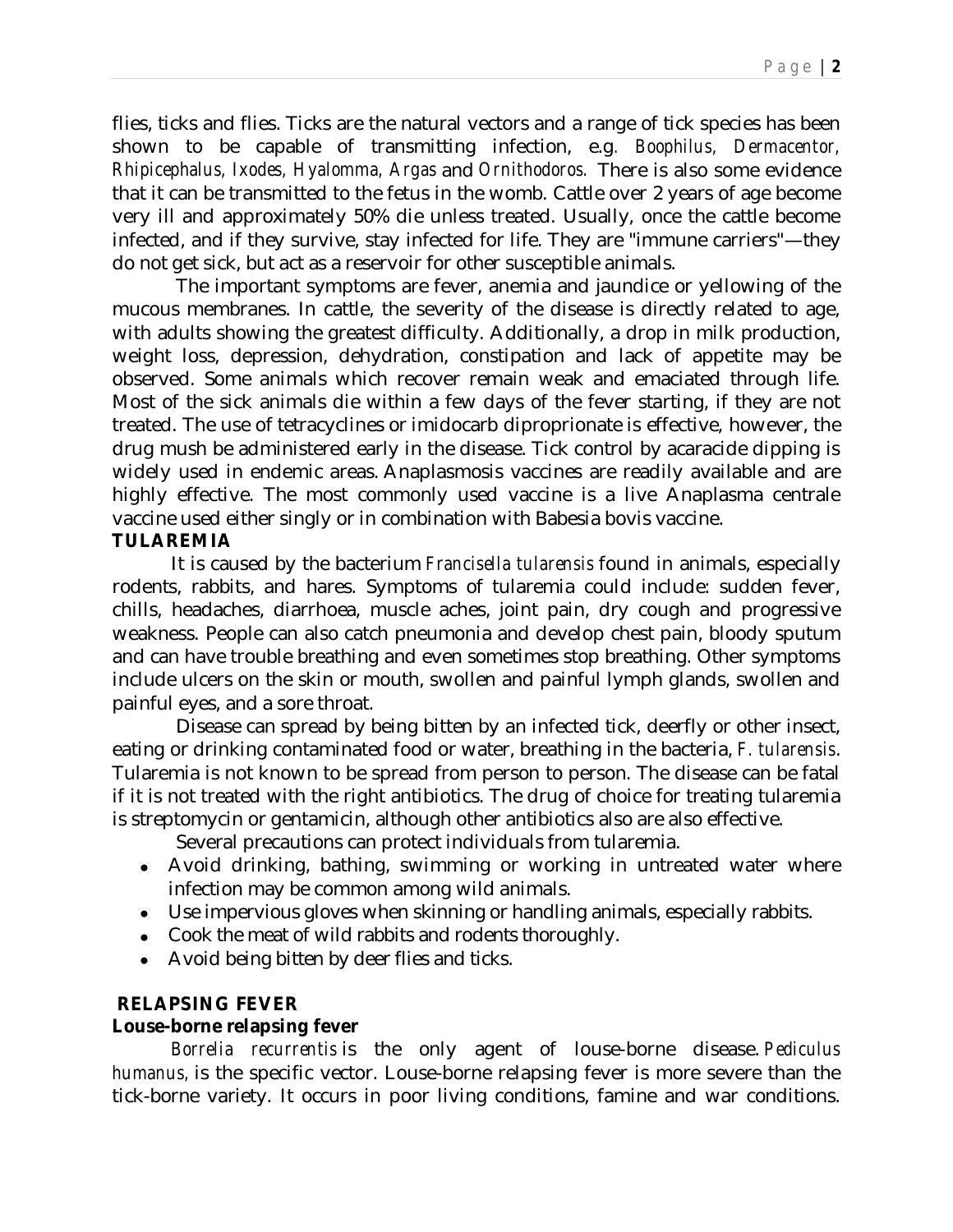flies, ticks and flies. Ticks are the natural vectors and a range of tick species has been shown to be capable of transmitting infection, e.g. *Boophilus, Dermacentor, Rhipicephalus, Ixodes, Hyalomma, Argas* and *Ornithodoros.* There is also some evidence that it can be transmitted to the fetus in the womb. Cattle over 2 years of age become very ill and approximately 50% die unless treated. Usually, once the cattle become infected, and if they survive, stay infected for life. They are "immune carriers"—they do not get sick, but act as a reservoir for other susceptible animals.

The important symptoms are fever, anemia and jaundice or yellowing of the mucous membranes. In cattle, the severity of the disease is directly related to age, with adults showing the greatest difficulty. Additionally, a drop in milk production, weight loss, depression, dehydration, constipation and lack of appetite may be observed. Some animals which recover remain weak and emaciated through life. Most of the sick animals die within a few days of the fever starting, if they are not treated. The use of tetracyclines or imidocarb diproprionate is effective, however, the drug mush be administered early in the disease. Tick control by acaracide dipping is widely used in endemic areas. Anaplasmosis vaccines are readily available and are highly effective. The most commonly used vaccine is a live Anaplasma centrale vaccine used either singly or in combination with Babesia bovis vaccine.

**TULAREMIA**

It is caused by the bacterium *Francisella tularensis* found in animals, especially rodents, rabbits, and hares. Symptoms of tularemia could include: sudden fever, chills, headaches, diarrhoea, muscle aches, joint pain, dry cough and progressive weakness. People can also catch pneumonia and develop chest pain, bloody sputum and can have trouble breathing and even sometimes stop breathing. Other symptoms include ulcers on the skin or mouth, swollen and painful lymph glands, swollen and painful eyes, and a sore throat.

Disease can spread by being bitten by an infected tick, deerfly or other insect, eating or drinking contaminated food or water, breathing in the bacteria, *F. tularensis*. Tularemia is not known to be spread from person to person. The disease can be fatal if it is not treated with the right antibiotics. The drug of choice for treating tularemia is streptomycin or gentamicin, although other antibiotics also are also effective.

Several precautions can protect individuals from tularemia.

- Avoid drinking, bathing, swimming or working in untreated water where infection may be common among wild animals.
- Use impervious gloves when skinning or handling animals, especially rabbits.
- Cook the meat of wild rabbits and rodents thoroughly.
- Avoid being bitten by deer flies and ticks.

**RELAPSING FEVER**

**Louse-borne relapsing fever**

*Borrelia recurrentis* is the only agent of louse-borne disease. *Pediculus humanus,* is the specific vector. Louse-borne relapsing fever is more severe than the tick-borne variety. It occurs in poor living conditions, famine and war conditions.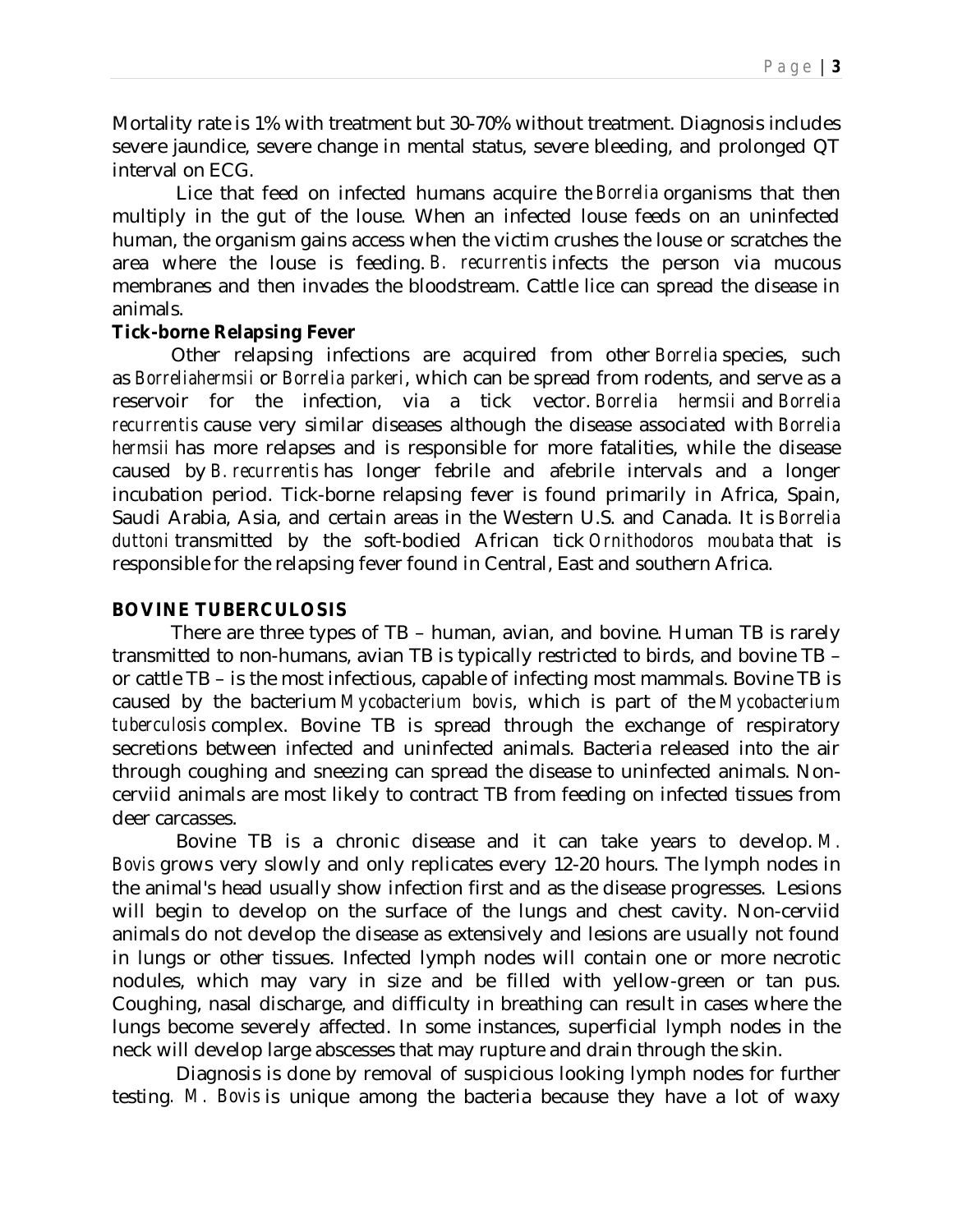Mortality rate is 1% with treatment but 30-70% without treatment. Diagnosis includes severe jaundice, severe change in mental status, severe bleeding, and prolonged QT interval on ECG.

Lice that feed on infected humans acquire the *Borrelia* organisms that then multiply in the gut of the louse. When an infected louse feeds on an uninfected human, the organism gains access when the victim crushes the louse or scratches the area where the louse is feeding. *B. recurrentis* infects the person via mucous membranes and then invades the bloodstream. Cattle lice can spread the disease in animals.

**Tick-borne Relapsing Fever**

Other relapsing infections are acquired from other *Borrelia* species, such as *Borreliahermsii* or *Borrelia parkeri*, which can be spread from rodents, and serve as a reservoir for the infection, via a tick vector. *Borrelia hermsii* and *Borrelia recurrentis* cause very similar diseases although the disease associated with *Borrelia hermsii* has more relapses and is responsible for more fatalities, while the disease caused by *B. recurrentis* has longer febrile and afebrile intervals and a longer incubation period. Tick-borne relapsing fever is found primarily in Africa, Spain, Saudi Arabia, Asia, and certain areas in the Western U.S. and Canada. It is *Borrelia duttoni* transmitted by the soft-bodied African tick *Ornithodoros moubata* that is responsible for the relapsing fever found in Central, East and southern Africa.

## BOVINE TUBERCULOSIS

There are three types of TB – human, avian, and bovine. Human TB is rarely transmitted to non-humans, avian TB is typically restricted to birds, and bovine TB – or cattle TB – is the most infectious, capable of infecting most mammals. Bovine TB is caused by the bacterium *Mycobacterium bovis*, which is part of the *Mycobacterium tuberculosis* complex. Bovine TB is spread through the exchange of respiratory secretions between infected and uninfected animals. Bacteria released into the air through coughing and sneezing can spread the disease to uninfected animals. Non-cerviid animals are most likely to contract TB from feeding on infected tissues from deer carcasses.

Bovine TB is a chronic disease and it can take years to develop. *M. Bovis* grows very slowly and only replicates every 12-20 hours. The lymph nodes in the animal's head usually show infection first and as the disease progresses. Lesions will begin to develop on the surface of the lungs and chest cavity. Non-cerviid animals do not develop the disease as extensively and lesions are usually not found in lungs or other tissues. Infected lymph nodes will contain one or more necrotic nodules, which may vary in size and be filled with yellow-green or tan pus. Coughing, nasal discharge, and difficulty in breathing can result in cases where the lungs become severely affected. In some instances, superficial lymph nodes in the neck will develop large abscesses that may rupture and drain through the skin.

Diagnosis is done by removal of suspicious looking lymph nodes for further testing. *M. Bovis* is unique among the bacteria because they have a lot of waxy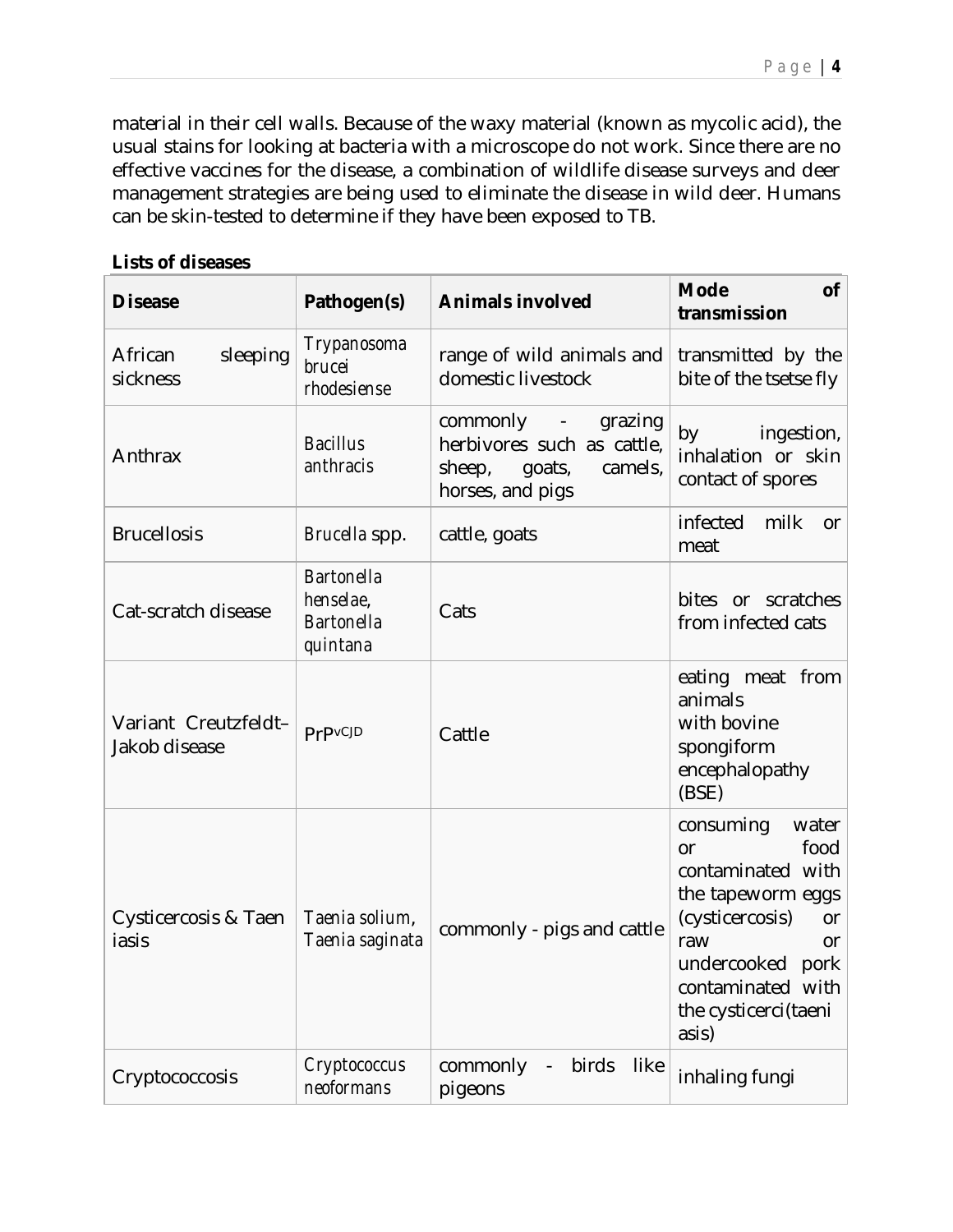material in their cell walls. Because of the waxy material (known as mycolic acid), the usual stains for looking at bacteria with a microscope do not work. Since there are no effective vaccines for the disease, a combination of wildlife disease surveys and deer management strategies are being used to eliminate the disease in wild deer. Humans can be skin-tested to determine if they have been exposed to TB.

**Lists of diseases**

| **Disease** | **Pathogen(s)** | **Animals involved** | **Mode of transmission** |
|---|---|---|---|
| African sleeping sickness | *Trypanosoma brucei rhodesiense* | range of wild animals and domestic livestock | transmitted by the bite of the tsetse fly |
| Anthrax | *Bacillus anthracis* | commonly - grazing herbivores such as cattle, sheep, goats, camels, horses, and pigs | by ingestion, inhalation or skin contact of spores |
| Brucellosis | *Brucella* spp. | cattle, goats | infected milk or meat |
| Cat-scratch disease | *Bartonella henselae*, *Bartonella quintana* | Cats | bites or scratches from infected cats |
| Variant Creutzfeldt–Jakob disease | $PrP^{vCJD}$ | Cattle | eating meat from animals with bovine spongiform encephalopathy (BSE) |
| Cysticercosis & Taeniasis | *Taenia solium*, *Taenia saginata* | commonly - pigs and cattle | consuming water or food contaminated with the tapeworm eggs (cysticercosis) or raw or undercooked pork contaminated with the cysticerci(taeniasis) |
| Cryptococcosis | *Cryptococcus neoformans* | commonly - birds like pigeons | inhaling fungi |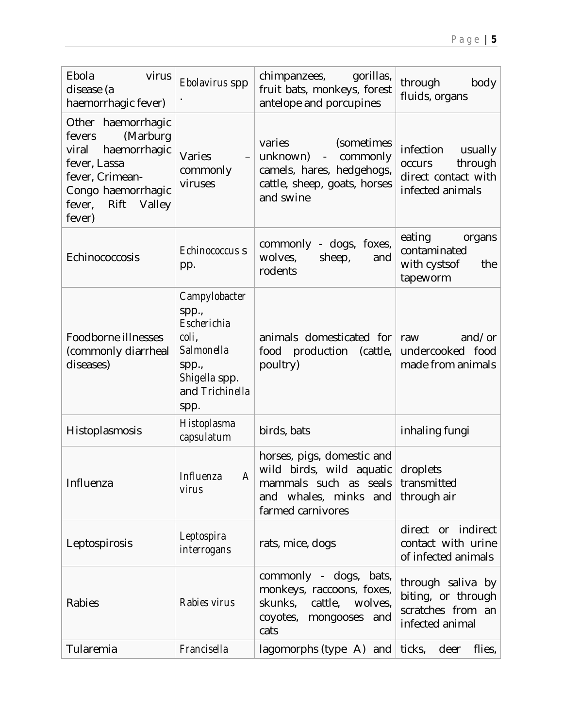| Ebola virus disease (a haemorrhagic fever) | *Ebolavirus* spp . | chimpanzees, gorillas, fruit bats, monkeys, forest antelope and porcupines | through body fluids, organs |
|---|---|---|---|
| Other haemorrhagic fevers (Marburg viral haemorrhagic fever, Lassa fever, Crimean-Congo haemorrhagic fever, Rift Valley fever) | Varies – commonly viruses | varies (sometimes unknown) - commonly camels, hares, hedgehogs, cattle, sheep, goats, horses and swine | infection usually occurs through direct contact with infected animals |
| Echinococcosis | *Echinococcus* spp. | commonly - dogs, foxes, wolves, sheep, and rodents | eating organs contaminated with cystsof the tapeworm |
| Foodborne illnesses (commonly diarrheal diseases) | *Campylobacter* spp., *Escherichia coli*, *Salmonella* spp., *Shigella* spp. and *Trichinella* spp. | animals domesticated for food production (cattle, poultry) | raw and/or undercooked food made from animals |
| Histoplasmosis | *Histoplasma capsulatum* | birds, bats | inhaling fungi |
| Influenza | *Influenza A virus* | horses, pigs, domestic and wild birds, wild aquatic mammals such as seals and whales, minks and farmed carnivores | droplets transmitted through air |
| Leptospirosis | *Leptospira interrogans* | rats, mice, dogs | direct or indirect contact with urine of infected animals |
| Rabies | *Rabies virus* | commonly - dogs, bats, monkeys, raccoons, foxes, skunks, cattle, wolves, coyotes, mongooses and cats | through saliva by biting, or through scratches from an infected animal |
| Tularemia | *Francisella* | lagomorphs (type A) and | ticks, deer flies, |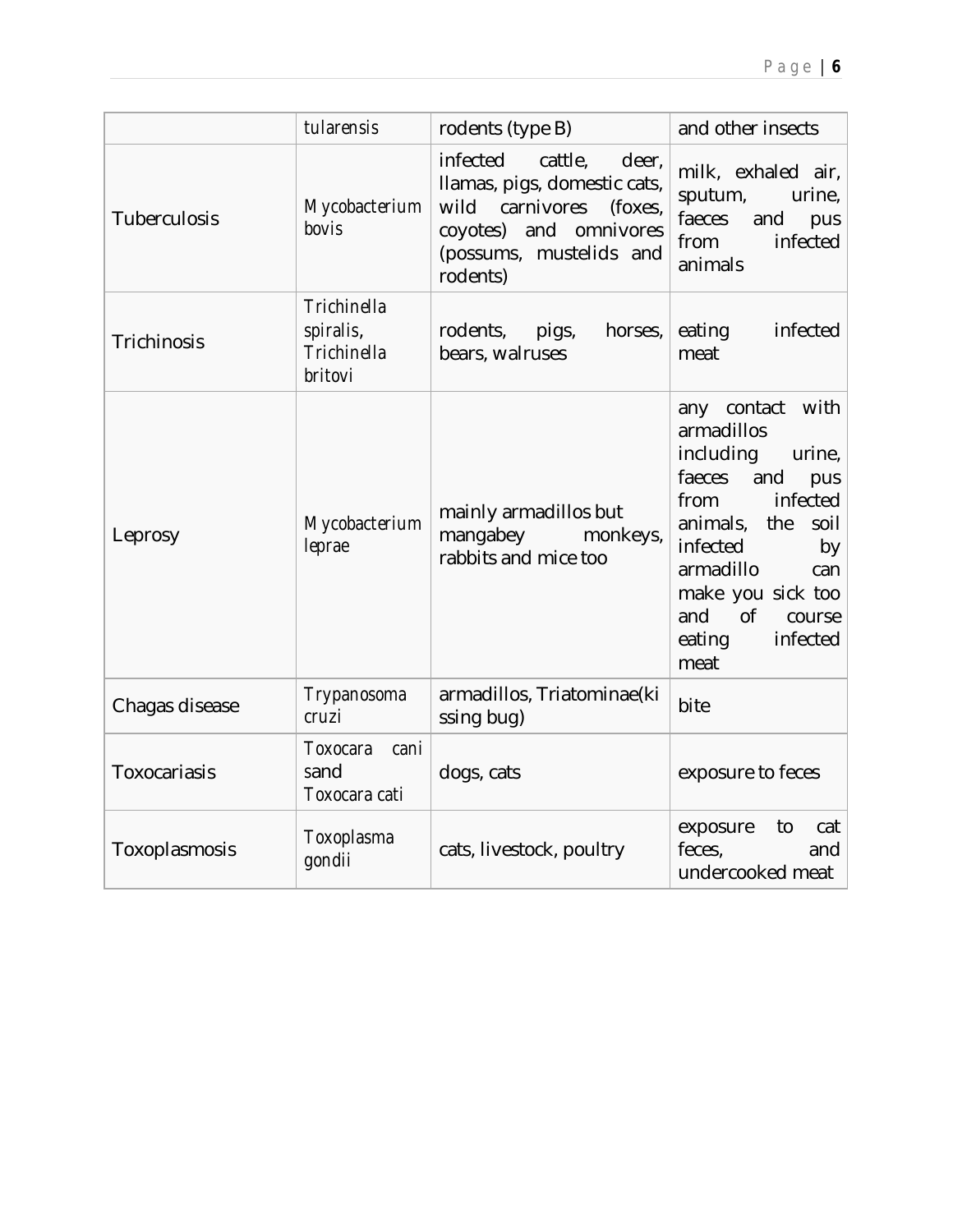| | *tularensis* | rodents (type B) | and other insects |
|---|---|---|---|
| Tuberculosis | *Mycobacterium bovis* | infected cattle, deer, llamas, pigs, domestic cats, wild carnivores (foxes, coyotes) and omnivores (possums, mustelids and rodents) | milk, exhaled air, sputum, urine, faeces and pus from infected animals |
| Trichinosis | *Trichinella spiralis*, *Trichinella britovi* | rodents, pigs, horses, bears, walruses | eating infected meat |
| Leprosy | *Mycobacterium leprae* | mainly armadillos but mangabey monkeys, rabbits and mice too | any contact with armadillos including urine, faeces and pus from infected animals, the soil infected by armadillo can make you sick too and of course eating infected meat |
| Chagas disease | *Trypanosoma cruzi* | armadillos, Triatominae(kissing bug) | bite |
| Toxocariasis | *Toxocara cani*sand *Toxocara cati* | dogs, cats | exposure to feces |
| Toxoplasmosis | *Toxoplasma gondii* | cats, livestock, poultry | exposure to cat feces, and undercooked meat |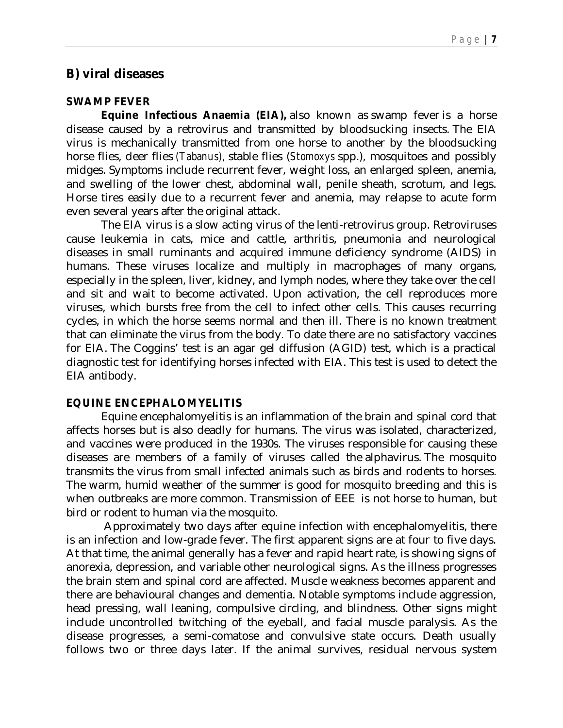## B) viral diseases

### SWAMP FEVER

**Equine Infectious Anaemia (EIA),** also known as swamp fever is a horse disease caused by a retrovirus and transmitted by bloodsucking insects. The EIA virus is mechanically transmitted from one horse to another by the bloodsucking horse flies, deer flies *(Tabanus)*, stable flies (*Stomoxys* spp.), mosquitoes and possibly midges. Symptoms include recurrent fever, weight loss, an enlarged spleen, anemia, and swelling of the lower chest, abdominal wall, penile sheath, scrotum, and legs. Horse tires easily due to a recurrent fever and anemia, may relapse to acute form even several years after the original attack.

The EIA virus is a slow acting virus of the lenti-retrovirus group. Retroviruses cause leukemia in cats, mice and cattle, arthritis, pneumonia and neurological diseases in small ruminants and acquired immune deficiency syndrome (AIDS) in humans. These viruses localize and multiply in macrophages of many organs, especially in the spleen, liver, kidney, and lymph nodes, where they take over the cell and sit and wait to become activated. Upon activation, the cell reproduces more viruses, which bursts free from the cell to infect other cells. This causes recurring cycles, in which the horse seems normal and then ill. There is no known treatment that can eliminate the virus from the body. To date there are no satisfactory vaccines for EIA. The Coggins' test is an agar gel diffusion (AGID) test, which is a practical diagnostic test for identifying horses infected with EIA. This test is used to detect the EIA antibody.

### EQUINE ENCEPHALOMYELITIS

Equine encephalomyelitis is an inflammation of the brain and spinal cord that affects horses but is also deadly for humans. The virus was isolated, characterized, and vaccines were produced in the 1930s. The viruses responsible for causing these diseases are members of a family of viruses called the alphavirus. The mosquito transmits the virus from small infected animals such as birds and rodents to horses. The warm, humid weather of the summer is good for mosquito breeding and this is when outbreaks are more common. Transmission of EEE is not horse to human, but bird or rodent to human via the mosquito.

Approximately two days after equine infection with encephalomyelitis, there is an infection and low-grade fever. The first apparent signs are at four to five days. At that time, the animal generally has a fever and rapid heart rate, is showing signs of anorexia, depression, and variable other neurological signs. As the illness progresses the brain stem and spinal cord are affected. Muscle weakness becomes apparent and there are behavioural changes and dementia. Notable symptoms include aggression, head pressing, wall leaning, compulsive circling, and blindness. Other signs might include uncontrolled twitching of the eyeball, and facial muscle paralysis. As the disease progresses, a semi-comatose and convulsive state occurs. Death usually follows two or three days later. If the animal survives, residual nervous system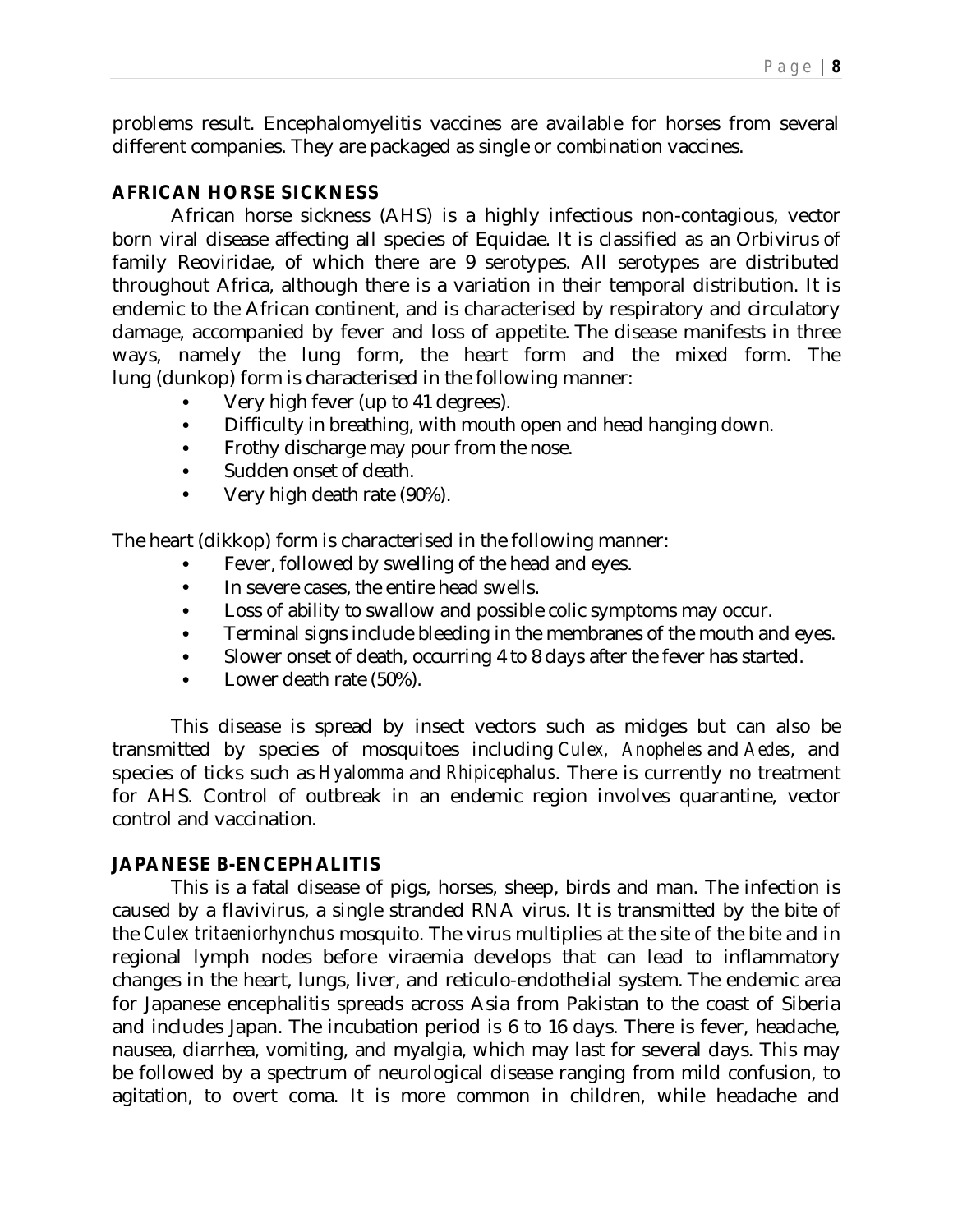problems result. Encephalomyelitis vaccines are available for horses from several different companies. They are packaged as single or combination vaccines.

## AFRICAN HORSE SICKNESS

African horse sickness (AHS) is a highly infectious non-contagious, vector born viral disease affecting all species of Equidae. It is classified as an Orbivirus of family Reoviridae, of which there are 9 serotypes. All serotypes are distributed throughout Africa, although there is a variation in their temporal distribution. It is endemic to the African continent, and is characterised by respiratory and circulatory damage, accompanied by fever and loss of appetite. The disease manifests in three ways, namely the lung form, the heart form and the mixed form. The lung (dunkop) form is characterised in the following manner:

- Very high fever (up to 41 degrees).
- Difficulty in breathing, with mouth open and head hanging down.
- Frothy discharge may pour from the nose.
- Sudden onset of death.
- Very high death rate (90%).

The heart (dikkop) form is characterised in the following manner:

- Fever, followed by swelling of the head and eyes.
- In severe cases, the entire head swells.
- Loss of ability to swallow and possible colic symptoms may occur.
- Terminal signs include bleeding in the membranes of the mouth and eyes.
- Slower onset of death, occurring 4 to 8 days after the fever has started.
- Lower death rate (50%).

This disease is spread by insect vectors such as midges but can also be transmitted by species of mosquitoes including *Culex, Anopheles* and *Aedes*, and species of ticks such as *Hyalomma* and *Rhipicephalus*. There is currently no treatment for AHS. Control of outbreak in an endemic region involves quarantine, vector control and vaccination.

## JAPANESE B-ENCEPHALITIS

This is a fatal disease of pigs, horses, sheep, birds and man. The infection is caused by a flavivirus, a single stranded RNA virus. It is transmitted by the bite of the *Culex tritaeniorhynchus* mosquito. The virus multiplies at the site of the bite and in regional lymph nodes before viraemia develops that can lead to inflammatory changes in the heart, lungs, liver, and reticulo-endothelial system. The endemic area for Japanese encephalitis spreads across Asia from Pakistan to the coast of Siberia and includes Japan. The incubation period is 6 to 16 days. There is fever, headache, nausea, diarrhea, vomiting, and myalgia, which may last for several days. This may be followed by a spectrum of neurological disease ranging from mild confusion, to agitation, to overt coma. It is more common in children, while headache and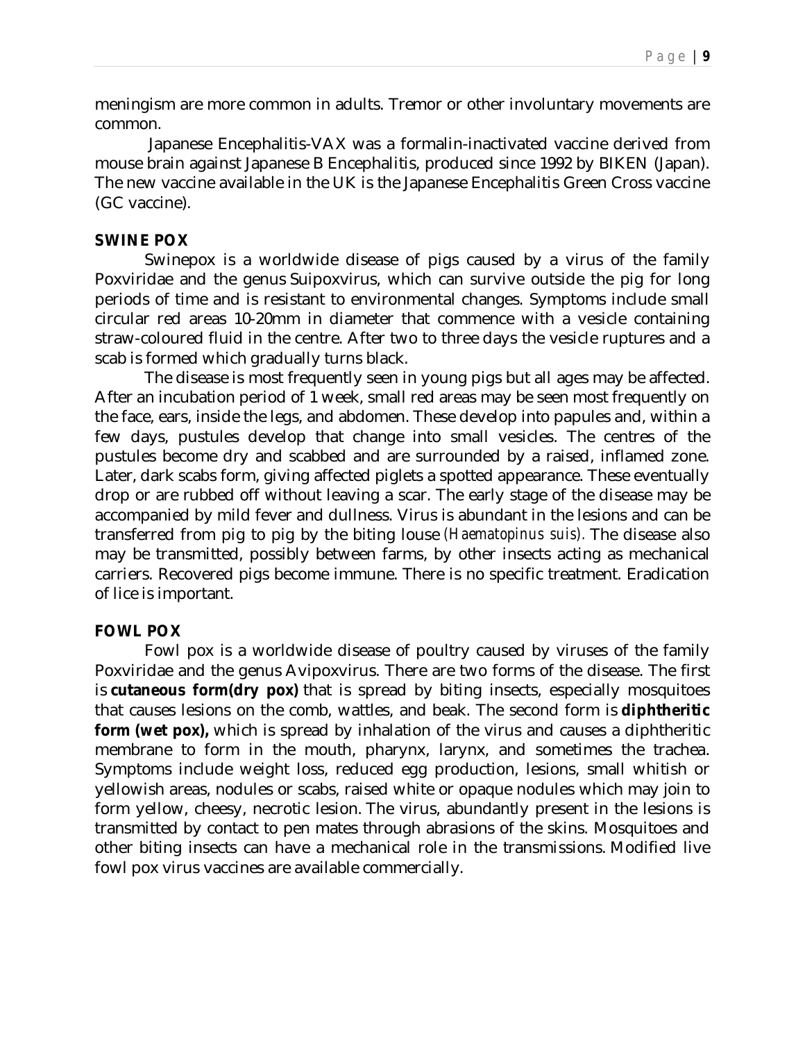meningism are more common in adults. Tremor or other involuntary movements are common.

Japanese Encephalitis-VAX was a formalin-inactivated vaccine derived from mouse brain against Japanese B Encephalitis, produced since 1992 by BIKEN (Japan). The new vaccine available in the UK is the Japanese Encephalitis Green Cross vaccine (GC vaccine).

## SWINE POX

Swinepox is a worldwide disease of pigs caused by a virus of the family Poxviridae and the genus Suipoxvirus, which can survive outside the pig for long periods of time and is resistant to environmental changes. Symptoms include small circular red areas 10-20mm in diameter that commence with a vesicle containing straw-coloured fluid in the centre. After two to three days the vesicle ruptures and a scab is formed which gradually turns black.

The disease is most frequently seen in young pigs but all ages may be affected. After an incubation period of 1 week, small red areas may be seen most frequently on the face, ears, inside the legs, and abdomen. These develop into papules and, within a few days, pustules develop that change into small vesicles. The centres of the pustules become dry and scabbed and are surrounded by a raised, inflamed zone. Later, dark scabs form, giving affected piglets a spotted appearance. These eventually drop or are rubbed off without leaving a scar. The early stage of the disease may be accompanied by mild fever and dullness. Virus is abundant in the lesions and can be transferred from pig to pig by the biting louse *(Haematopinus suis).* The disease also may be transmitted, possibly between farms, by other insects acting as mechanical carriers. Recovered pigs become immune. There is no specific treatment. Eradication of lice is important.

## FOWL POX

Fowl pox is a worldwide disease of poultry caused by viruses of the family Poxviridae and the genus Avipoxvirus. There are two forms of the disease. The first is **cutaneous form(dry pox)** that is spread by biting insects, especially mosquitoes that causes lesions on the comb, wattles, and beak. The second form is **diphtheritic form (wet pox),** which is spread by inhalation of the virus and causes a diphtheritic membrane to form in the mouth, pharynx, larynx, and sometimes the trachea. Symptoms include weight loss, reduced egg production, lesions, small whitish or yellowish areas, nodules or scabs, raised white or opaque nodules which may join to form yellow, cheesy, necrotic lesion. The virus, abundantly present in the lesions is transmitted by contact to pen mates through abrasions of the skins. Mosquitoes and other biting insects can have a mechanical role in the transmissions. Modified live fowl pox virus vaccines are available commercially.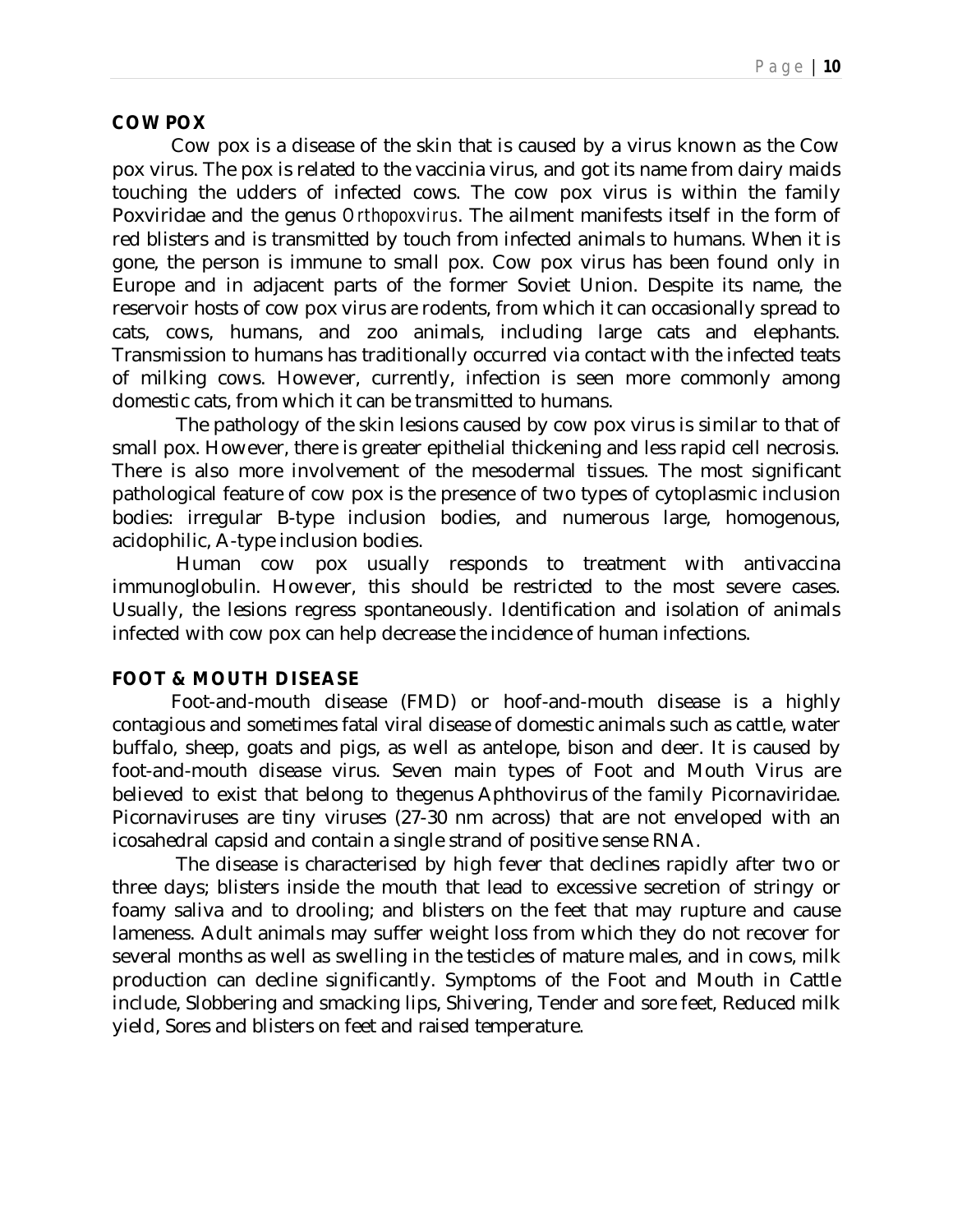## COW POX

Cow pox is a disease of the skin that is caused by a virus known as the Cow pox virus. The pox is related to the vaccinia virus, and got its name from dairy maids touching the udders of infected cows. The cow pox virus is within the family Poxviridae and the genus *Orthopoxvirus*. The ailment manifests itself in the form of red blisters and is transmitted by touch from infected animals to humans. When it is gone, the person is immune to small pox. Cow pox virus has been found only in Europe and in adjacent parts of the former Soviet Union. Despite its name, the reservoir hosts of cow pox virus are rodents, from which it can occasionally spread to cats, cows, humans, and zoo animals, including large cats and elephants. Transmission to humans has traditionally occurred via contact with the infected teats of milking cows. However, currently, infection is seen more commonly among domestic cats, from which it can be transmitted to humans.

The pathology of the skin lesions caused by cow pox virus is similar to that of small pox. However, there is greater epithelial thickening and less rapid cell necrosis. There is also more involvement of the mesodermal tissues. The most significant pathological feature of cow pox is the presence of two types of cytoplasmic inclusion bodies: irregular B-type inclusion bodies, and numerous large, homogenous, acidophilic, A-type inclusion bodies.

Human cow pox usually responds to treatment with antivaccina immunoglobulin. However, this should be restricted to the most severe cases. Usually, the lesions regress spontaneously. Identification and isolation of animals infected with cow pox can help decrease the incidence of human infections.

## FOOT & MOUTH DISEASE

Foot-and-mouth disease (FMD) or hoof-and-mouth disease is a highly contagious and sometimes fatal viral disease of domestic animals such as cattle, water buffalo, sheep, goats and pigs, as well as antelope, bison and deer. It is caused by foot-and-mouth disease virus. Seven main types of Foot and Mouth Virus are believed to exist that belong to thegenus Aphthovirus of the family Picornaviridae. Picornaviruses are tiny viruses (27-30 nm across) that are not enveloped with an icosahedral capsid and contain a single strand of positive sense RNA.

The disease is characterised by high fever that declines rapidly after two or three days; blisters inside the mouth that lead to excessive secretion of stringy or foamy saliva and to drooling; and blisters on the feet that may rupture and cause lameness. Adult animals may suffer weight loss from which they do not recover for several months as well as swelling in the testicles of mature males, and in cows, milk production can decline significantly. Symptoms of the Foot and Mouth in Cattle include, Slobbering and smacking lips, Shivering, Tender and sore feet, Reduced milk yield, Sores and blisters on feet and raised temperature.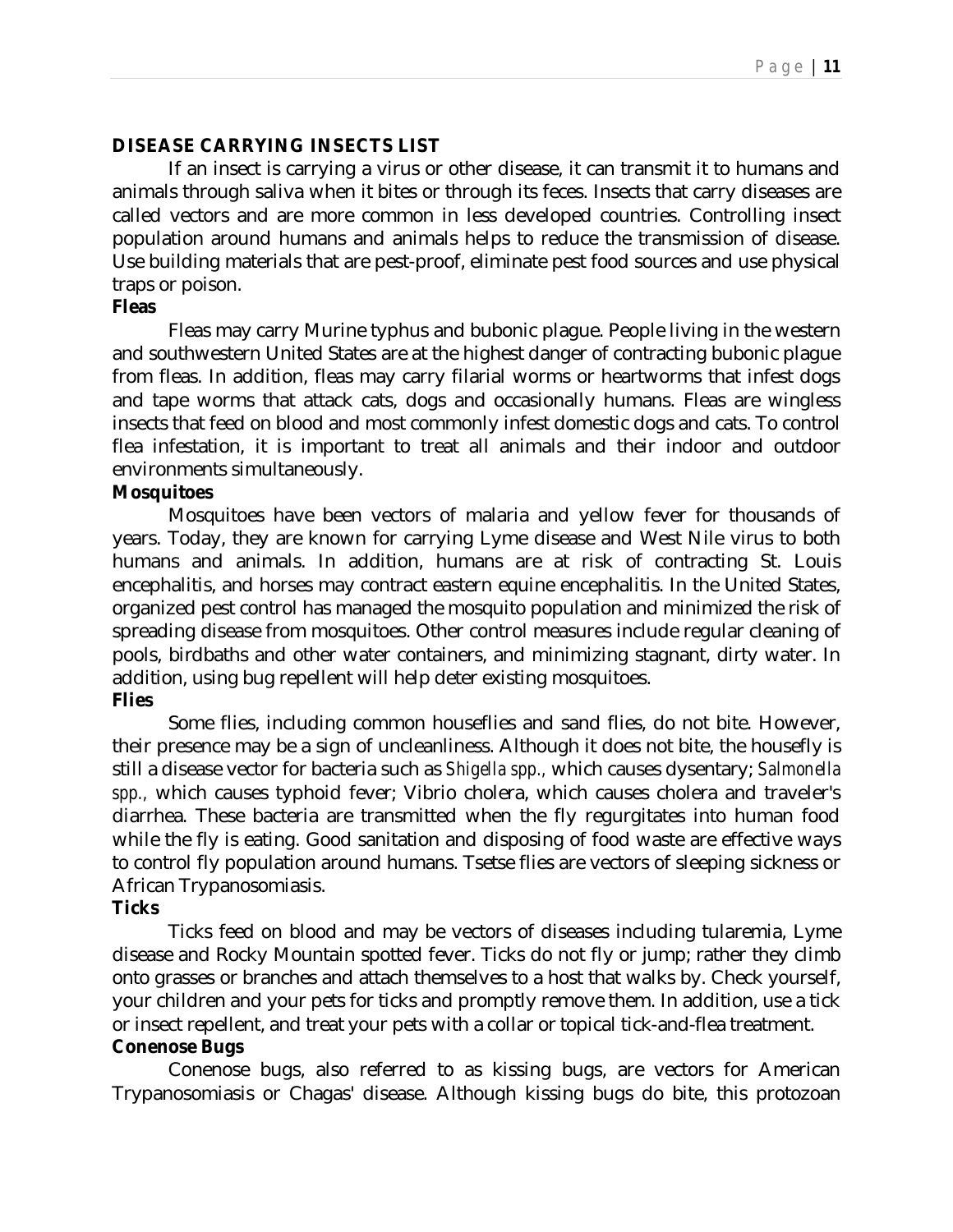## DISEASE CARRYING INSECTS LIST

If an insect is carrying a virus or other disease, it can transmit it to humans and animals through saliva when it bites or through its feces. Insects that carry diseases are called vectors and are more common in less developed countries. Controlling insect population around humans and animals helps to reduce the transmission of disease. Use building materials that are pest-proof, eliminate pest food sources and use physical traps or poison.

### Fleas

Fleas may carry Murine typhus and bubonic plague. People living in the western and southwestern United States are at the highest danger of contracting bubonic plague from fleas. In addition, fleas may carry filarial worms or heartworms that infest dogs and tape worms that attack cats, dogs and occasionally humans. Fleas are wingless insects that feed on blood and most commonly infest domestic dogs and cats. To control flea infestation, it is important to treat all animals and their indoor and outdoor environments simultaneously.

### Mosquitoes

Mosquitoes have been vectors of malaria and yellow fever for thousands of years. Today, they are known for carrying Lyme disease and West Nile virus to both humans and animals. In addition, humans are at risk of contracting St. Louis encephalitis, and horses may contract eastern equine encephalitis. In the United States, organized pest control has managed the mosquito population and minimized the risk of spreading disease from mosquitoes. Other control measures include regular cleaning of pools, birdbaths and other water containers, and minimizing stagnant, dirty water. In addition, using bug repellent will help deter existing mosquitoes.

### Flies

Some flies, including common houseflies and sand flies, do not bite. However, their presence may be a sign of uncleanliness. Although it does not bite, the housefly is still a disease vector for bacteria such as *Shigella spp.,* which causes dysentary; *Salmonella spp.,* which causes typhoid fever; Vibrio cholera, which causes cholera and traveler's diarrhea. These bacteria are transmitted when the fly regurgitates into human food while the fly is eating. Good sanitation and disposing of food waste are effective ways to control fly population around humans. Tsetse flies are vectors of sleeping sickness or African Trypanosomiasis.

### Ticks

Ticks feed on blood and may be vectors of diseases including tularemia, Lyme disease and Rocky Mountain spotted fever. Ticks do not fly or jump; rather they climb onto grasses or branches and attach themselves to a host that walks by. Check yourself, your children and your pets for ticks and promptly remove them. In addition, use a tick or insect repellent, and treat your pets with a collar or topical tick-and-flea treatment.

### Conenose Bugs

Conenose bugs, also referred to as kissing bugs, are vectors for American Trypanosomiasis or Chagas' disease. Although kissing bugs do bite, this protozoan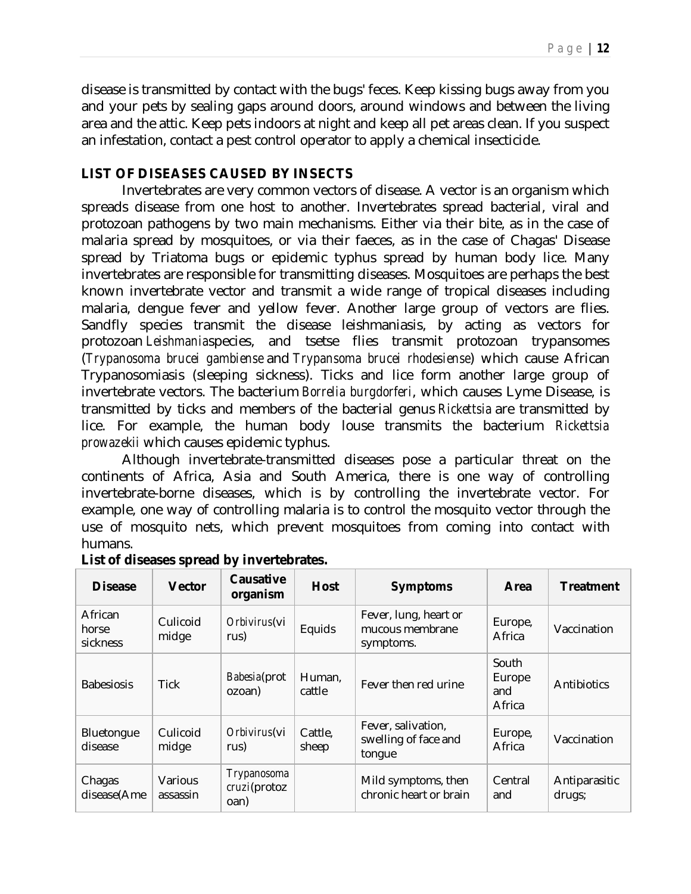disease is transmitted by contact with the bugs' feces. Keep kissing bugs away from you and your pets by sealing gaps around doors, around windows and between the living area and the attic. Keep pets indoors at night and keep all pet areas clean. If you suspect an infestation, contact a pest control operator to apply a chemical insecticide.

**LIST OF DISEASES CAUSED BY INSECTS**

Invertebrates are very common vectors of disease. A vector is an organism which spreads disease from one host to another. Invertebrates spread bacterial, viral and protozoan pathogens by two main mechanisms. Either via their bite, as in the case of malaria spread by mosquitoes, or via their faeces, as in the case of Chagas' Disease spread by Triatoma bugs or epidemic typhus spread by human body lice. Many invertebrates are responsible for transmitting diseases. Mosquitoes are perhaps the best known invertebrate vector and transmit a wide range of tropical diseases including malaria, dengue fever and yellow fever. Another large group of vectors are flies. Sandfly species transmit the disease leishmaniasis, by acting as vectors for protozoan *Leishmania*species, and tsetse flies transmit protozoan trypansomes (*Trypanosoma brucei gambiense* and *Trypansoma brucei rhodesiense*) which cause African Trypanosomiasis (sleeping sickness). Ticks and lice form another large group of invertebrate vectors. The bacterium *Borrelia burgdorferi*, which causes Lyme Disease, is transmitted by ticks and members of the bacterial genus *Rickettsia* are transmitted by lice. For example, the human body louse transmits the bacterium *Rickettsia prowazekii* which causes epidemic typhus.

Although invertebrate-transmitted diseases pose a particular threat on the continents of Africa, Asia and South America, there is one way of controlling invertebrate-borne diseases, which is by controlling the invertebrate vector. For example, one way of controlling malaria is to control the mosquito vector through the use of mosquito nets, which prevent mosquitoes from coming into contact with humans.

**List of diseases spread by invertebrates.**

| Disease | Vector | Causative organism | Host | Symptoms | Area | Treatment |
|---|---|---|---|---|---|---|
| African horse sickness | Culicoid midge | *Orbivirus*(virus) | Equids | Fever, lung, heart or mucous membrane symptoms. | Europe, Africa | Vaccination |
| Babesiosis | Tick | *Babesia*(protozoan) | Human, cattle | Fever then red urine | South Europe and Africa | Antibiotics |
| Bluetongue disease | Culicoid midge | *Orbivirus*(virus) | Cattle, sheep | Fever, salivation, swelling of face and tongue | Europe, Africa | Vaccination |
| Chagas disease(Ame | Various assassin | *Trypanosoma cruzi*(protozoan) | | Mild symptoms, then chronic heart or brain | Central and | Antiparasitic drugs; |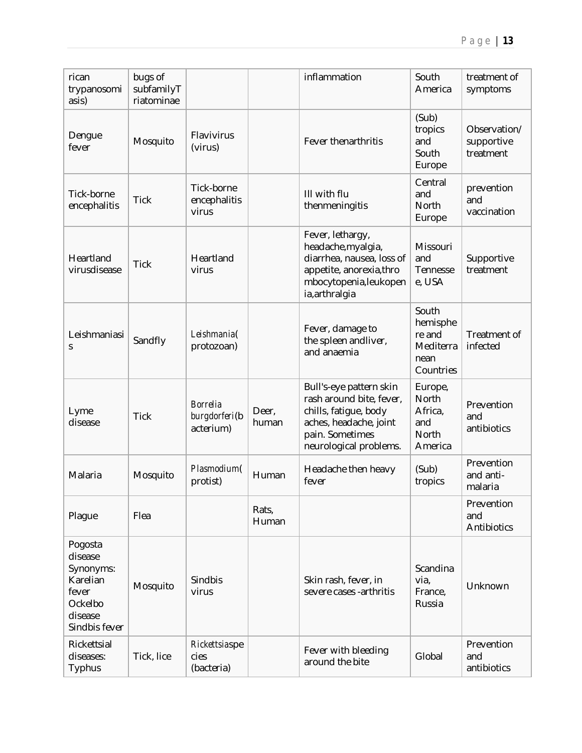| rican trypanosomiasis) | bugs of subfamilyTriatominae | | | inflammation | South America | treatment of symptoms |
|---|---|---|---|---|---|---|
| Dengue fever | Mosquito | Flavivirus (virus) | | Fever thenarthritis | (Sub) tropics and South Europe | Observation/ supportive treatment |
| Tick-borne encephalitis | Tick | Tick-borne encephalitis virus | | Ill with flu thenmeningitis | Central and North Europe | prevention and vaccination |
| Heartland virusdisease | Tick | Heartland virus | | Fever, lethargy, headache,myalgia, diarrhea, nausea, loss of appetite, anorexia,thrombocytopenia,leukopenia,arthralgia | Missouri and Tennessee, USA | Supportive treatment |
| Leishmaniasis | Sandfly | *Leishmania*( protozoan) | | Fever, damage to the spleen andliver, and anaemia | South hemisphere and Mediterranean Countries | Treatment of infected |
| Lyme disease | Tick | *Borrelia burgdorferi*(bacterium) | Deer, human | Bull's-eye pattern skin rash around bite, fever, chills, fatigue, body aches, headache, joint pain. Sometimes neurological problems. | Europe, North Africa, and North America | Prevention and antibiotics |
| Malaria | Mosquito | *Plasmodium*( protist) | Human | Headache then heavy fever | (Sub) tropics | Prevention and anti-malaria |
| Plague | Flea | | Rats, Human | | | Prevention and Antibiotics |
| Pogosta disease Synonyms: Karelian fever Ockelbo disease Sindbis fever | Mosquito | Sindbis virus | | Skin rash, fever, in severe cases -arthritis | Scandinavia, France, Russia | Unknown |
| Rickettsial diseases: Typhus | Tick, lice | *Rickettsia*species (bacteria) | | Fever with bleeding around the bite | Global | Prevention and antibiotics |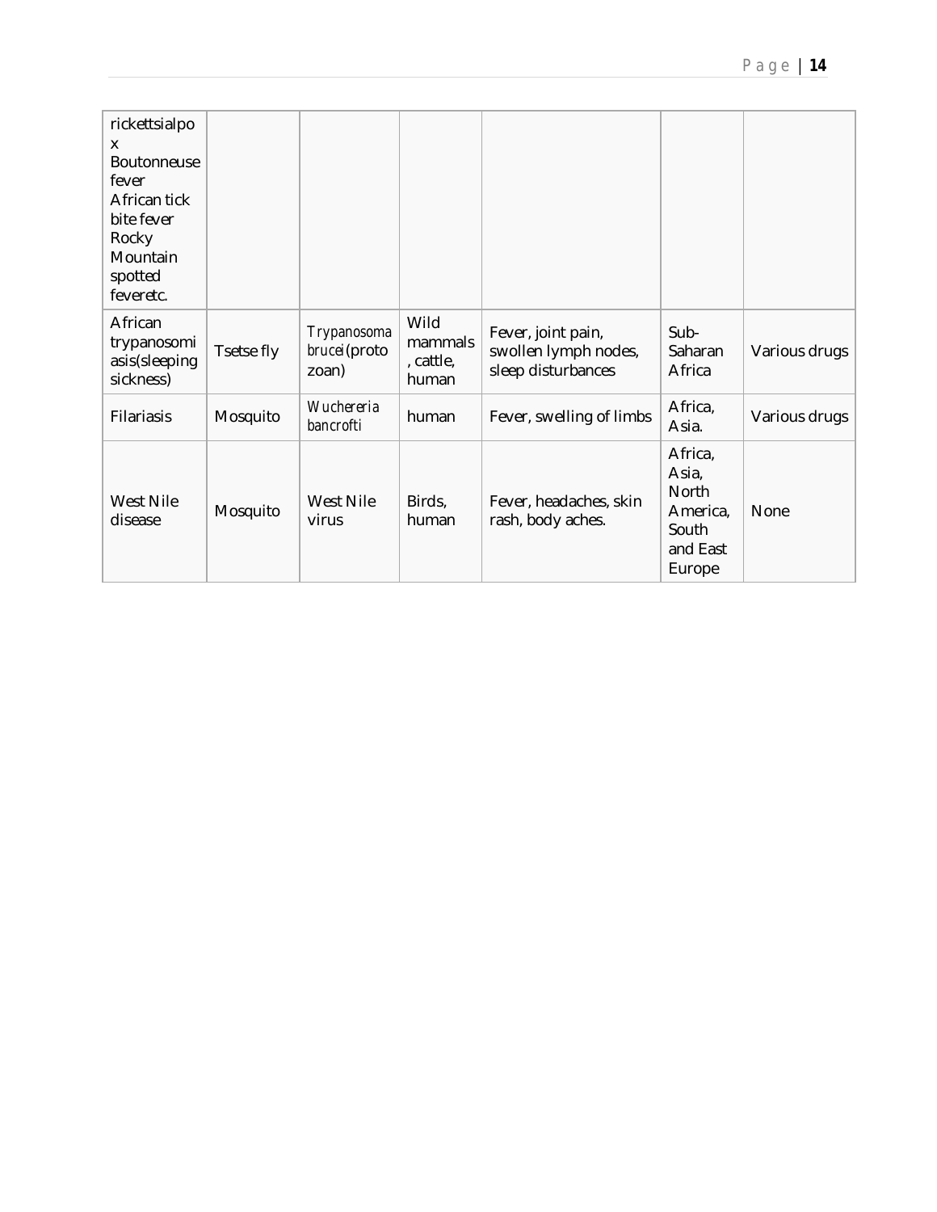| | | | | | | |
|---|---|---|---|---|---|---|
| rickettsialpox Boutonneuse fever African tick bite fever Rocky Mountain spotted feveretc. | | | | | | |
| African trypanosomiasis(sleeping sickness) | Tsetse fly | *Trypanosoma brucei*(protozoan) | Wild mammals, cattle, human | Fever, joint pain, swollen lymph nodes, sleep disturbances | Sub-Saharan Africa | Various drugs |
| Filariasis | Mosquito | *Wuchereria bancrofti* | human | Fever, swelling of limbs | Africa, Asia. | Various drugs |
| West Nile disease | Mosquito | West Nile virus | Birds, human | Fever, headaches, skin rash, body aches. | Africa, Asia, North America, South and East Europe | None |